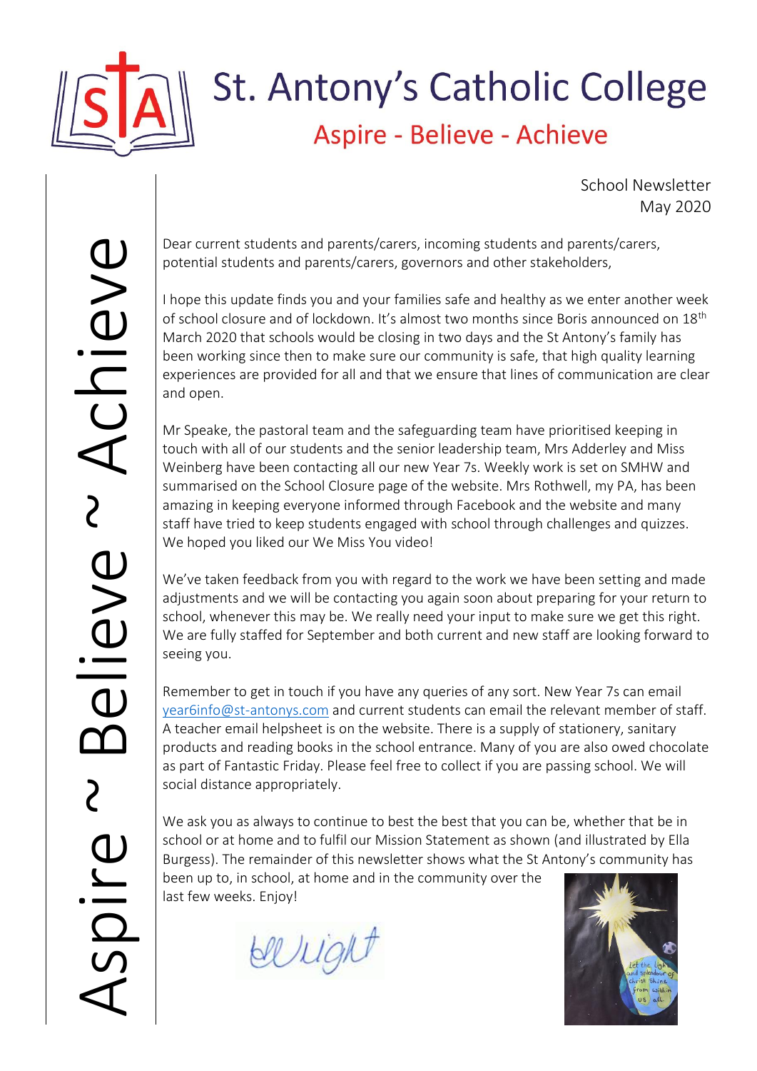# St. Antony's Catholic College

## Aspire - Believe - Achieve

Aspire ~ Believe ~ Achieve

School Newsletter
May 2020

Dear current students and parents/carers, incoming students and parents/carers, potential students and parents/carers, governors and other stakeholders,

I hope this update finds you and your families safe and healthy as we enter another week of school closure and of lockdown. It's almost two months since Boris announced on 18th March 2020 that schools would be closing in two days and the St Antony's family has been working since then to make sure our community is safe, that high quality learning experiences are provided for all and that we ensure that lines of communication are clear and open.

Mr Speake, the pastoral team and the safeguarding team have prioritised keeping in touch with all of our students and the senior leadership team, Mrs Adderley and Miss Weinberg have been contacting all our new Year 7s. Weekly work is set on SMHW and summarised on the School Closure page of the website. Mrs Rothwell, my PA, has been amazing in keeping everyone informed through Facebook and the website and many staff have tried to keep students engaged with school through challenges and quizzes. We hoped you liked our We Miss You video!

We've taken feedback from you with regard to the work we have been setting and made adjustments and we will be contacting you again soon about preparing for your return to school, whenever this may be. We really need your input to make sure we get this right. We are fully staffed for September and both current and new staff are looking forward to seeing you.

Remember to get in touch if you have any queries of any sort. New Year 7s can email year6info@st-antonys.com and current students can email the relevant member of staff. A teacher email helpsheet is on the website. There is a supply of stationery, sanitary products and reading books in the school entrance. Many of you are also owed chocolate as part of Fantastic Friday. Please feel free to collect if you are passing school. We will social distance appropriately.

We ask you as always to continue to best the best that you can be, whether that be in school or at home and to fulfil our Mission Statement as shown (and illustrated by Ella Burgess). The remainder of this newsletter shows what the St Antony's community has been up to, in school, at home and in the community over the last few weeks. Enjoy!

*Wright*

Let the light and splendour of Christ shine from within us all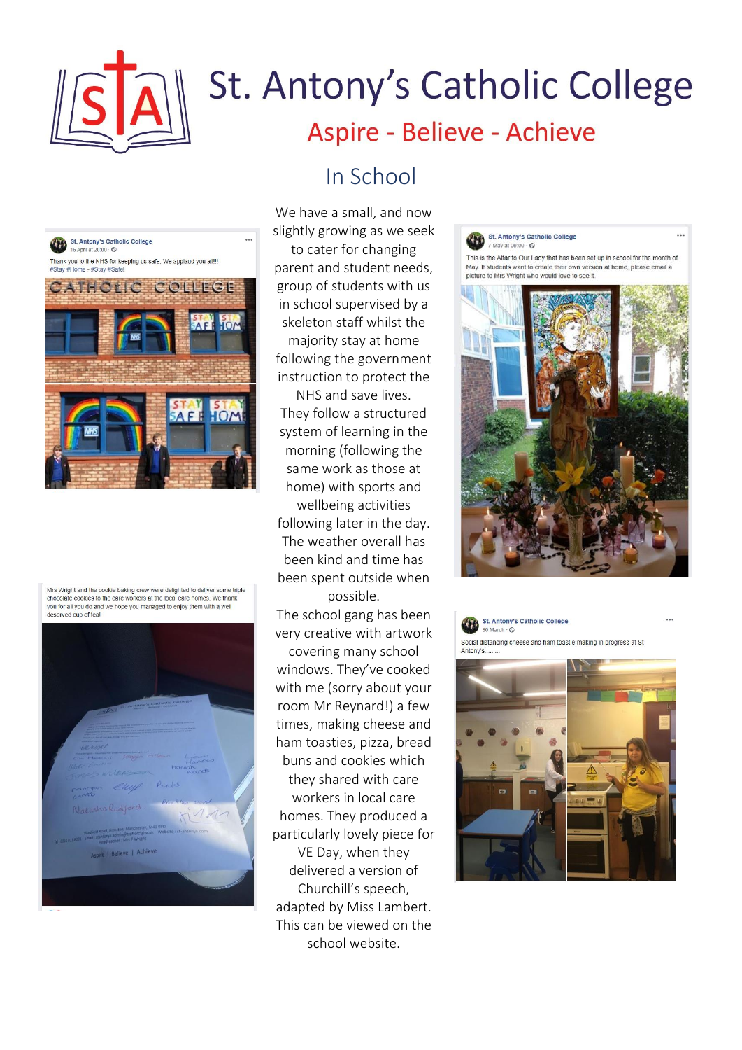# St. Antony's Catholic College

## Aspire - Believe - Achieve

## In School

We have a small, and now slightly growing as we seek to cater for changing parent and student needs, group of students with us in school supervised by a skeleton staff whilst the majority stay at home following the government instruction to protect the NHS and save lives. They follow a structured system of learning in the morning (following the same work as those at home) with sports and wellbeing activities following later in the day. The weather overall has been kind and time has been spent outside when possible.

The school gang has been very creative with artwork covering many school windows. They've cooked with me (sorry about your room Mr Reynard!) a few times, making cheese and ham toasties, pizza, bread buns and cookies which they shared with care workers in local care homes. They produced a particularly lovely piece for VE Day, when they delivered a version of Churchill's speech, adapted by Miss Lambert. This can be viewed on the school website.

St. Antony's Catholic College
16 April at 20:00

Thank you to the NHS for keeping us safe. We applaud you all!!!
#Stay #Home - #Stay #Safe!

St. Antony's Catholic College
7 May at 09:00

This is the Altar to Our Lady that has been set up in school for the month of May. If students want to create their own version at home, please email a picture to Mrs Wright who would love to see it.

Mrs Wright and the cookie baking crew were delighted to deliver some triple chocolate cookies to the care workers at the local care homes. We thank you for all you do and we hope you managed to enjoy them with a well deserved cup of tea!

St. Antony's Catholic College
30 March

Social distancing cheese and ham toastie making in progress at St Antony's........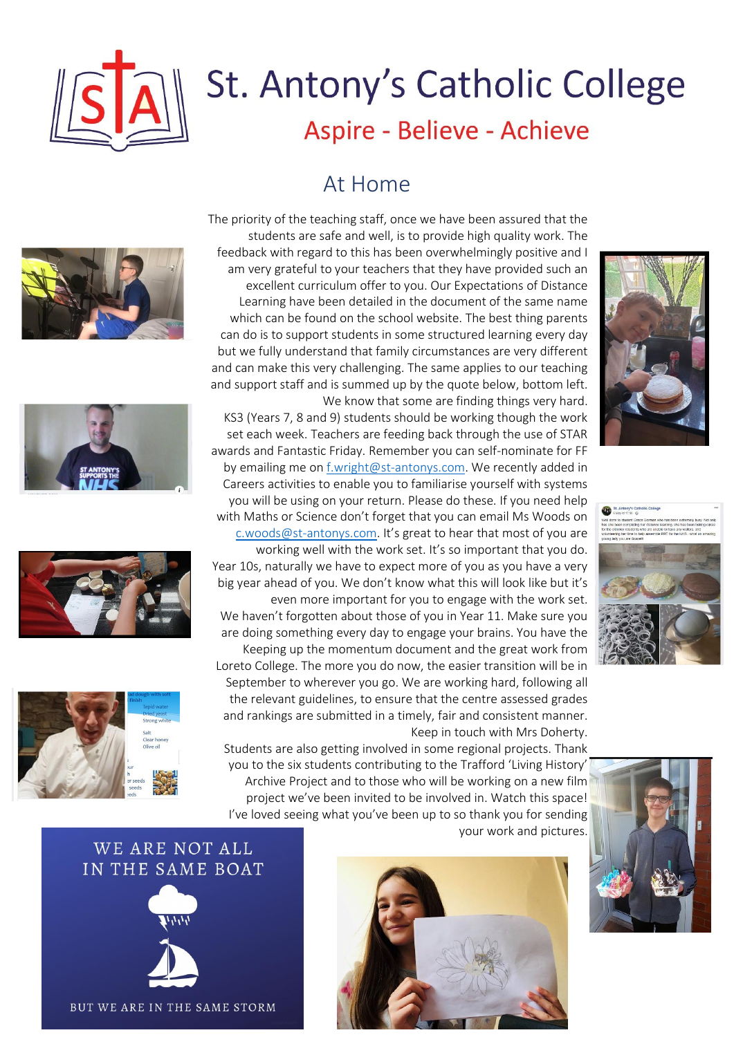# St. Antony's Catholic College

## Aspire - Believe - Achieve

## At Home

The priority of the teaching staff, once we have been assured that the students are safe and well, is to provide high quality work. The feedback with regard to this has been overwhelmingly positive and I am very grateful to your teachers that they have provided such an excellent curriculum offer to you. Our Expectations of Distance Learning have been detailed in the document of the same name which can be found on the school website. The best thing parents can do is to support students in some structured learning every day but we fully understand that family circumstances are very different and can make this very challenging. The same applies to our teaching and support staff and is summed up by the quote below, bottom left. We know that some are finding things very hard.

KS3 (Years 7, 8 and 9) students should be working though the work set each week. Teachers are feeding back through the use of STAR awards and Fantastic Friday. Remember you can self-nominate for FF by emailing me on f.wright@st-antonys.com. We recently added in Careers activities to enable you to familiarise yourself with systems you will be using on your return. Please do these. If you need help with Maths or Science don't forget that you can email Ms Woods on c.woods@st-antonys.com. It's great to hear that most of you are working well with the work set. It's so important that you do.

Year 10s, naturally we have to expect more of you as you have a very big year ahead of you. We don't know what this will look like but it's even more important for you to engage with the work set.

We haven't forgotten about those of you in Year 11. Make sure you are doing something every day to engage your brains. You have the Keeping up the momentum document and the great work from Loreto College. The more you do now, the easier transition will be in September to wherever you go. We are working hard, following all the relevant guidelines, to ensure that the centre assessed grades and rankings are submitted in a timely, fair and consistent manner. Keep in touch with Mrs Doherty.

Students are also getting involved in some regional projects. Thank you to the six students contributing to the Trafford 'Living History' Archive Project and to those who will be working on a new film project we've been invited to be involved in. Watch this space!

I've loved seeing what you've been up to so thank you for sending your work and pictures.

WE ARE NOT ALL IN THE SAME BOAT

BUT WE ARE IN THE SAME STORM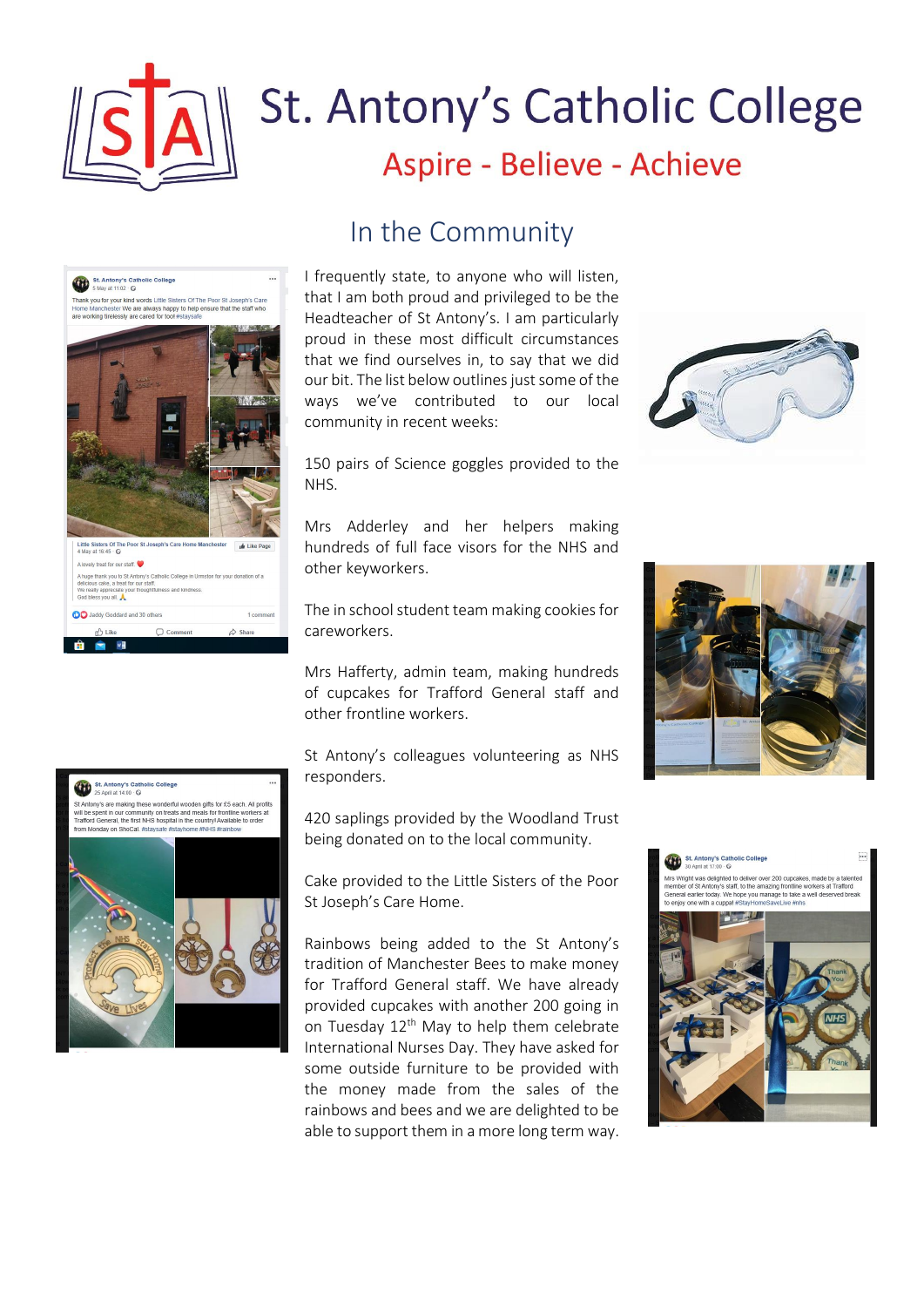# St. Antony's Catholic College

Aspire - Believe - Achieve

## In the Community

I frequently state, to anyone who will listen, that I am both proud and privileged to be the Headteacher of St Antony's. I am particularly proud in these most difficult circumstances that we find ourselves in, to say that we did our bit. The list below outlines just some of the ways we've contributed to our local community in recent weeks:

150 pairs of Science goggles provided to the NHS.

Mrs Adderley and her helpers making hundreds of full face visors for the NHS and other keyworkers.

The in school student team making cookies for careworkers.

Mrs Hafferty, admin team, making hundreds of cupcakes for Trafford General staff and other frontline workers.

St Antony's colleagues volunteering as NHS responders.

420 saplings provided by the Woodland Trust being donated on to the local community.

Cake provided to the Little Sisters of the Poor St Joseph's Care Home.

Rainbows being added to the St Antony's tradition of Manchester Bees to make money for Trafford General staff. We have already provided cupcakes with another 200 going in on Tuesday 12th May to help them celebrate International Nurses Day. They have asked for some outside furniture to be provided with the money made from the sales of the rainbows and bees and we are delighted to be able to support them in a more long term way.